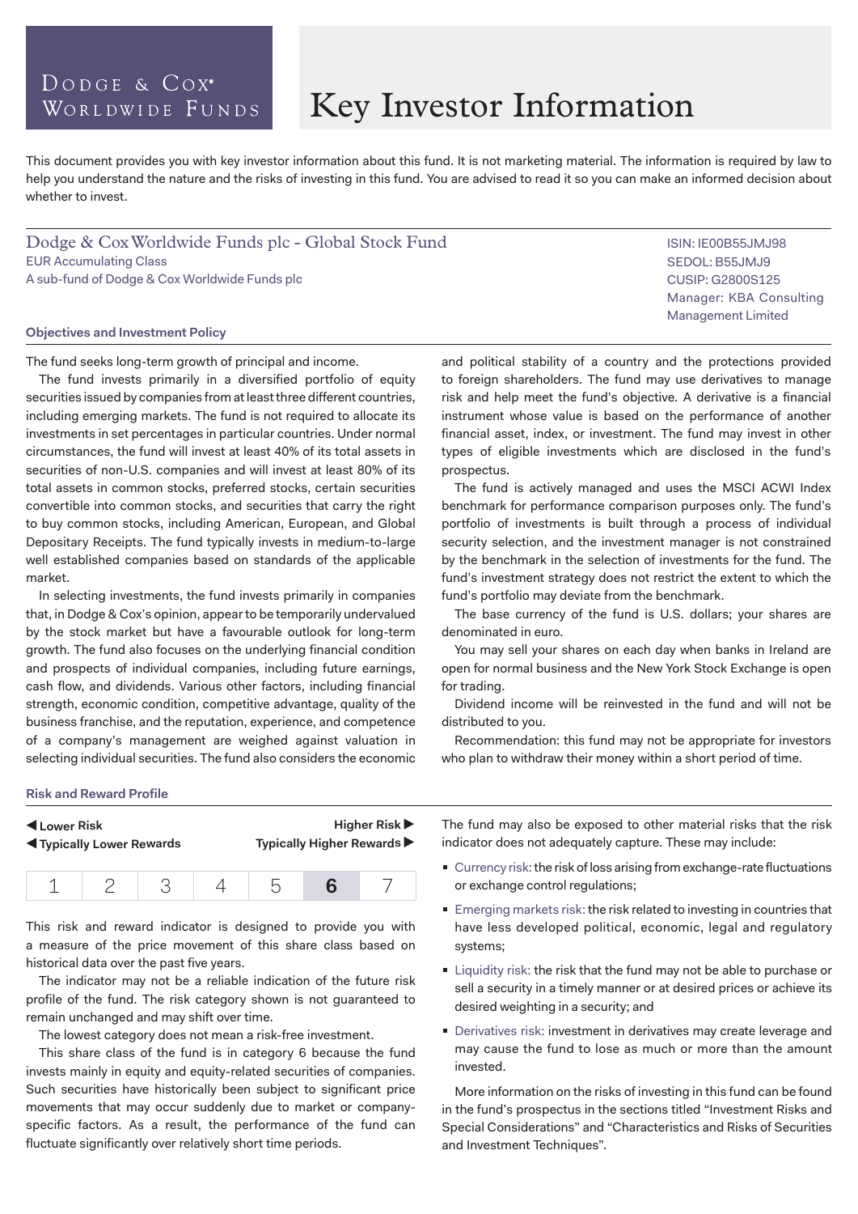Dodge & Cox®
Worldwide Funds

# Key Investor Information

This document provides you with key investor information about this fund. It is not marketing material. The information is required by law to help you understand the nature and the risks of investing in this fund. You are advised to read it so you can make an informed decision about whether to invest.

## Dodge & Cox Worldwide Funds plc - Global Stock Fund

EUR Accumulating Class
A sub-fund of Dodge & Cox Worldwide Funds plc

ISIN: IE00B55JMJ98
SEDOL: B55JMJ9
CUSIP: G2800S125
Manager: KBA Consulting Management Limited

### Objectives and Investment Policy

The fund seeks long-term growth of principal and income.

The fund invests primarily in a diversified portfolio of equity securities issued by companies from at least three different countries, including emerging markets. The fund is not required to allocate its investments in set percentages in particular countries. Under normal circumstances, the fund will invest at least 40% of its total assets in securities of non-U.S. companies and will invest at least 80% of its total assets in common stocks, preferred stocks, certain securities convertible into common stocks, and securities that carry the right to buy common stocks, including American, European, and Global Depositary Receipts. The fund typically invests in medium-to-large well established companies based on standards of the applicable market.

In selecting investments, the fund invests primarily in companies that, in Dodge & Cox's opinion, appear to be temporarily undervalued by the stock market but have a favourable outlook for long-term growth. The fund also focuses on the underlying financial condition and prospects of individual companies, including future earnings, cash flow, and dividends. Various other factors, including financial strength, economic condition, competitive advantage, quality of the business franchise, and the reputation, experience, and competence of a company's management are weighed against valuation in selecting individual securities. The fund also considers the economic and political stability of a country and the protections provided to foreign shareholders. The fund may use derivatives to manage risk and help meet the fund's objective. A derivative is a financial instrument whose value is based on the performance of another financial asset, index, or investment. The fund may invest in other types of eligible investments which are disclosed in the fund's prospectus.

The fund is actively managed and uses the MSCI ACWI Index benchmark for performance comparison purposes only. The fund's portfolio of investments is built through a process of individual security selection, and the investment manager is not constrained by the benchmark in the selection of investments for the fund. The fund's investment strategy does not restrict the extent to which the fund's portfolio may deviate from the benchmark.

The base currency of the fund is U.S. dollars; your shares are denominated in euro.

You may sell your shares on each day when banks in Ireland are open for normal business and the New York Stock Exchange is open for trading.

Dividend income will be reinvested in the fund and will not be distributed to you.

Recommendation: this fund may not be appropriate for investors who plan to withdraw their money within a short period of time.

### Risk and Reward Profile

◀ **Lower Risk** | **Higher Risk** ▶
◀ **Typically Lower Rewards** | **Typically Higher Rewards** ▶

| 1 | 2 | 3 | 4 | 5 | **6** | 7 |
|---|---|---|---|---|---|---|

This risk and reward indicator is designed to provide you with a measure of the price movement of this share class based on historical data over the past five years.

The indicator may not be a reliable indication of the future risk profile of the fund. The risk category shown is not guaranteed to remain unchanged and may shift over time.

The lowest category does not mean a risk-free investment.

This share class of the fund is in category 6 because the fund invests mainly in equity and equity-related securities of companies. Such securities have historically been subject to significant price movements that may occur suddenly due to market or company-specific factors. As a result, the performance of the fund can fluctuate significantly over relatively short time periods.

The fund may also be exposed to other material risks that the risk indicator does not adequately capture. These may include:

- Currency risk: the risk of loss arising from exchange-rate fluctuations or exchange control regulations;
- Emerging markets risk: the risk related to investing in countries that have less developed political, economic, legal and regulatory systems;
- Liquidity risk: the risk that the fund may not be able to purchase or sell a security in a timely manner or at desired prices or achieve its desired weighting in a security; and
- Derivatives risk: investment in derivatives may create leverage and may cause the fund to lose as much or more than the amount invested.

More information on the risks of investing in this fund can be found in the fund's prospectus in the sections titled "Investment Risks and Special Considerations" and "Characteristics and Risks of Securities and Investment Techniques".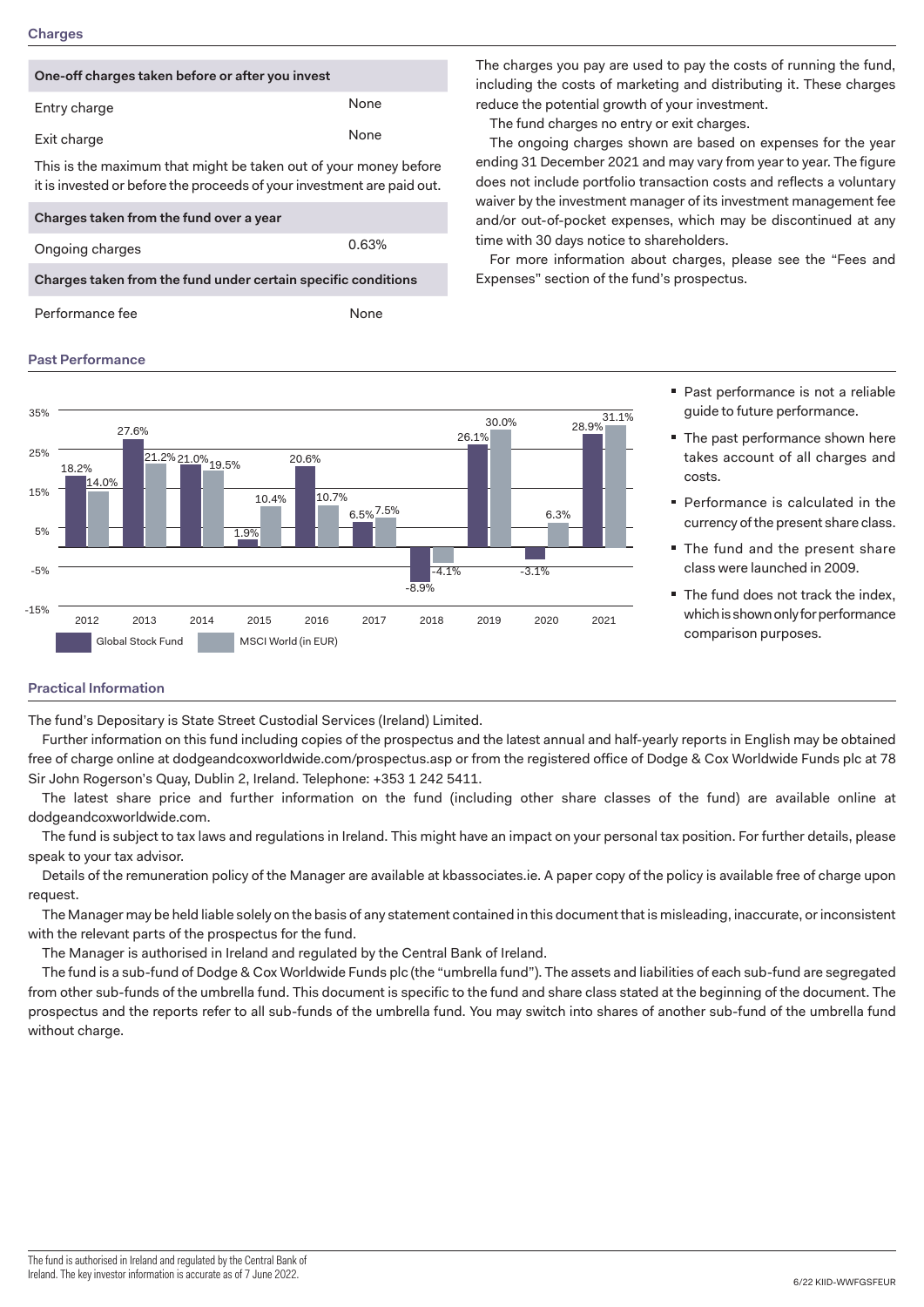## Charges

| One-off charges taken before or after you invest | |
|---|---|
| Entry charge | None |
| Exit charge | None |

This is the maximum that might be taken out of your money before it is invested or before the proceeds of your investment are paid out.

| Charges taken from the fund over a year | |
|---|---|
| Ongoing charges | 0.63% |

| Charges taken from the fund under certain specific conditions | |
|---|---|
| Performance fee | None |

The charges you pay are used to pay the costs of running the fund, including the costs of marketing and distributing it. These charges reduce the potential growth of your investment.

The fund charges no entry or exit charges.

The ongoing charges shown are based on expenses for the year ending 31 December 2021 and may vary from year to year. The figure does not include portfolio transaction costs and reflects a voluntary waiver by the investment manager of its investment management fee and/or out-of-pocket expenses, which may be discontinued at any time with 30 days notice to shareholders.

For more information about charges, please see the "Fees and Expenses" section of the fund's prospectus.

## Past Performance

35%
25%
15%
5%
-5%
-15%

18.2% 14.0%
27.6% 21.2%
21.0% 19.5%
1.9% 10.4%
20.6% 10.7%
6.5% 7.5%
-8.9% -4.1%
26.1% 30.0%
-3.1% 6.3%
28.9% 31.1%

2012 2013 2014 2015 2016 2017 2018 2019 2020 2021

Global Stock Fund
MSCI World (in EUR)

- Past performance is not a reliable guide to future performance.
- The past performance shown here takes account of all charges and costs.
- Performance is calculated in the currency of the present share class.
- The fund and the present share class were launched in 2009.
- The fund does not track the index, which is shown only for performance comparison purposes.

## Practical Information

The fund's Depositary is State Street Custodial Services (Ireland) Limited.

Further information on this fund including copies of the prospectus and the latest annual and half-yearly reports in English may be obtained free of charge online at dodgeandcoxworldwide.com/prospectus.asp or from the registered office of Dodge & Cox Worldwide Funds plc at 78 Sir John Rogerson's Quay, Dublin 2, Ireland. Telephone: +353 1 242 5411.

The latest share price and further information on the fund (including other share classes of the fund) are available online at dodgeandcoxworldwide.com.

The fund is subject to tax laws and regulations in Ireland. This might have an impact on your personal tax position. For further details, please speak to your tax advisor.

Details of the remuneration policy of the Manager are available at kbassociates.ie. A paper copy of the policy is available free of charge upon request.

The Manager may be held liable solely on the basis of any statement contained in this document that is misleading, inaccurate, or inconsistent with the relevant parts of the prospectus for the fund.

The Manager is authorised in Ireland and regulated by the Central Bank of Ireland.

The fund is a sub-fund of Dodge & Cox Worldwide Funds plc (the "umbrella fund"). The assets and liabilities of each sub-fund are segregated from other sub-funds of the umbrella fund. This document is specific to the fund and share class stated at the beginning of the document. The prospectus and the reports refer to all sub-funds of the umbrella fund. You may switch into shares of another sub-fund of the umbrella fund without charge.

The fund is authorised in Ireland and regulated by the Central Bank of Ireland. The key investor information is accurate as of 7 June 2022.

6/22 KIID-WWFGSFEUR